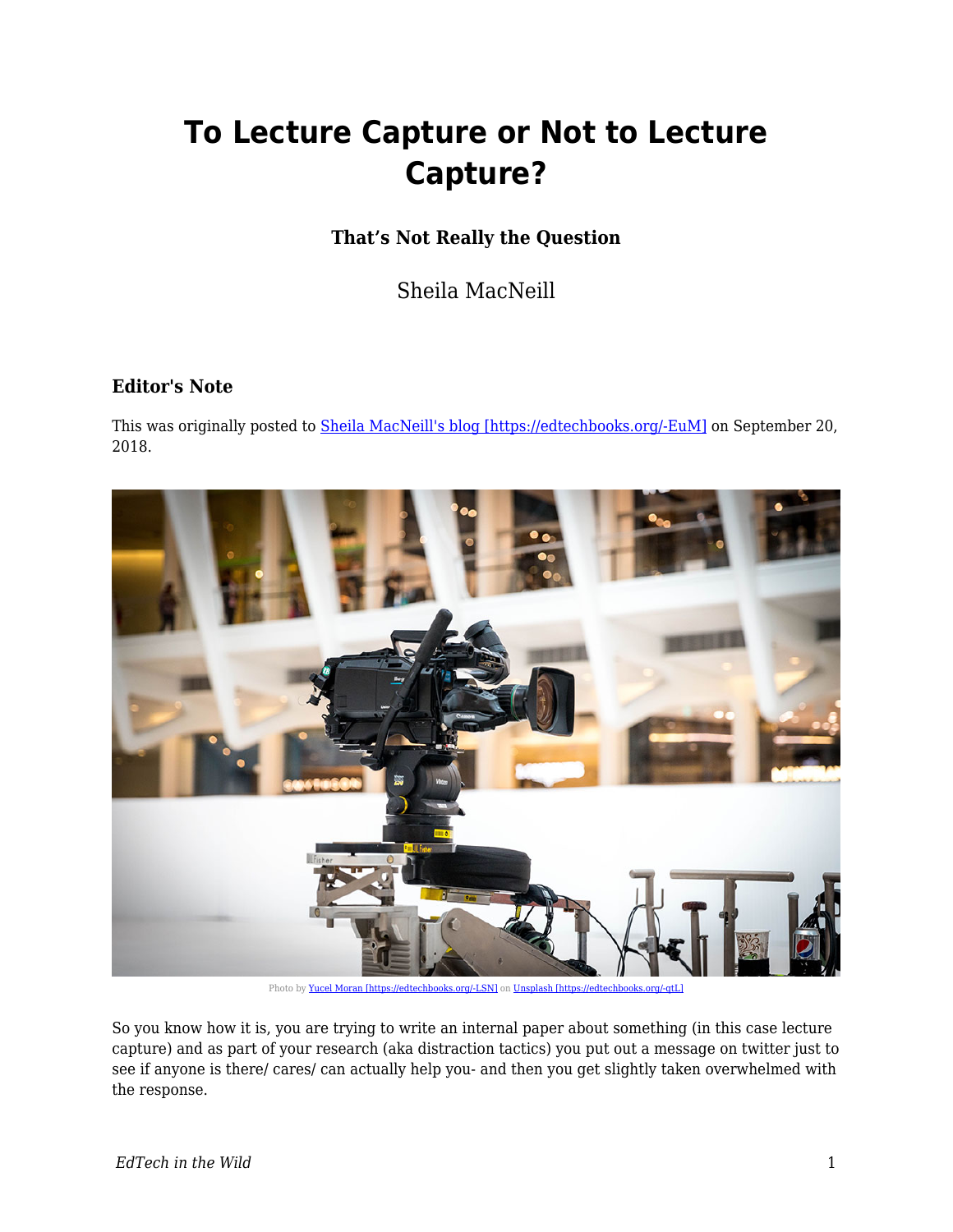# To Lecture Capture or Not to Lecture Capture?

### That's Not Really the Question

Sheila MacNeill

### Editor's Note

This was originally posted to [Sheila MacNeill's blog [https://edtechbooks.org/-EuM]](https://edtechbooks.org/-EuM) on September 20, 2018.

Photo by [Yucel Moran [https://edtechbooks.org/-LSN]](https://edtechbooks.org/-LSN) on [Unsplash [https://edtechbooks.org/-qtL]](https://edtechbooks.org/-qtL)

So you know how it is, you are trying to write an internal paper about something (in this case lecture capture) and as part of your research (aka distraction tactics) you put out a message on twitter just to see if anyone is there/ cares/ can actually help you- and then you get slightly taken overwhelmed with the response.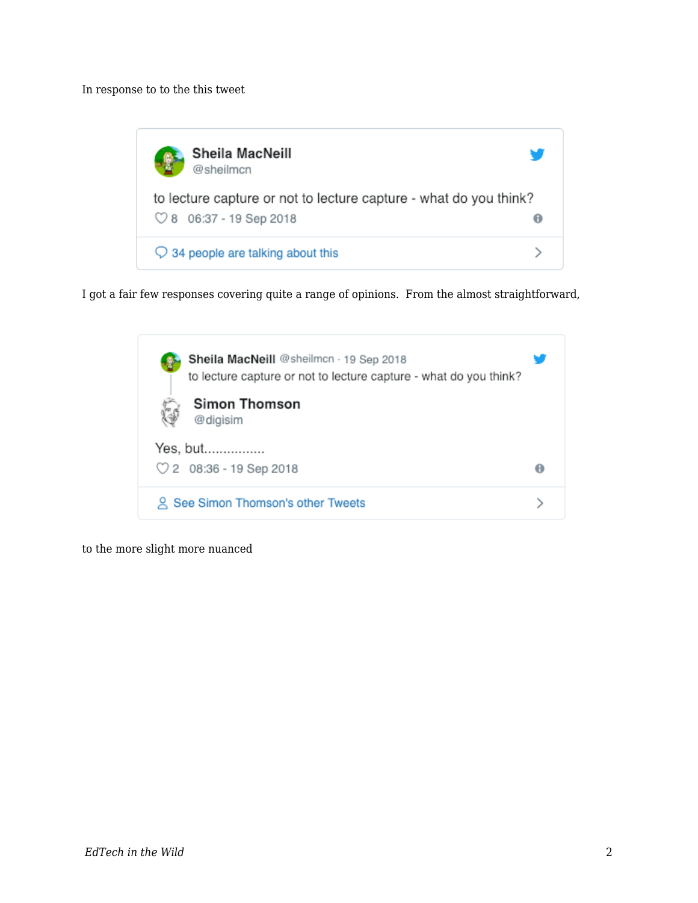In response to to the this tweet

> **Sheila MacNeill**
> @sheilmcn
>
> to lecture capture or not to lecture capture - what do you think?
>
> 8   06:37 - 19 Sep 2018
>
> 34 people are talking about this

I got a fair few responses covering quite a range of opinions.  From the almost straightforward,

> **Sheila MacNeill** @sheilmcn · 19 Sep 2018
> to lecture capture or not to lecture capture - what do you think?
>
> **Simon Thomson**
> @digisim
>
> Yes, but................
>
> 2   08:36 - 19 Sep 2018
>
> See Simon Thomson's other Tweets

to the more slight more nuanced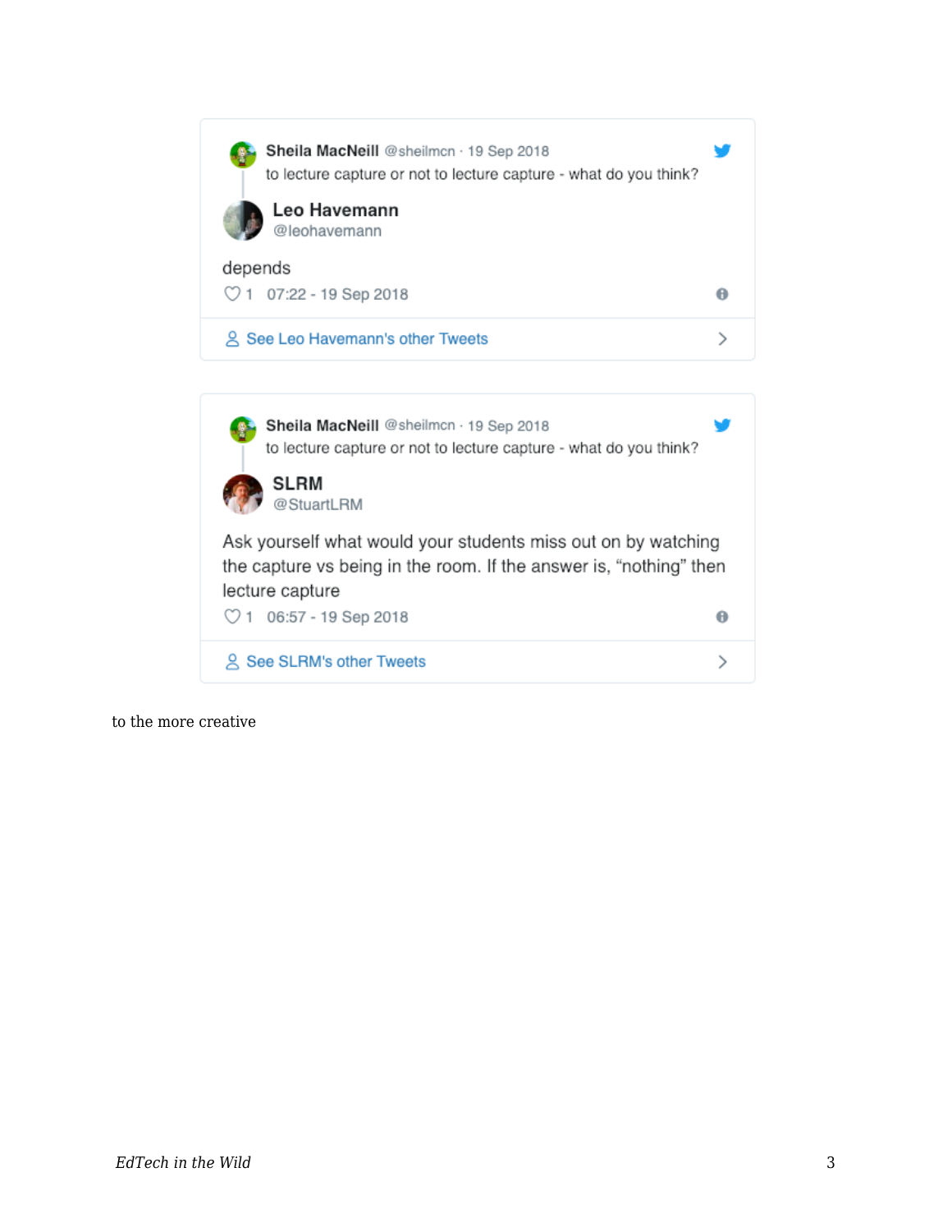> **Sheila MacNeill** @sheilmcn · 19 Sep 2018
> to lecture capture or not to lecture capture - what do you think?
>
> **Leo Havemann**
> @leohavemann
>
> depends
>
> ♡ 1 07:22 - 19 Sep 2018
>
> See Leo Havemann's other Tweets

> **Sheila MacNeill** @sheilmcn · 19 Sep 2018
> to lecture capture or not to lecture capture - what do you think?
>
> **SLRM**
> @StuartLRM
>
> Ask yourself what would your students miss out on by watching the capture vs being in the room. If the answer is, "nothing" then lecture capture
>
> ♡ 1 06:57 - 19 Sep 2018
>
> See SLRM's other Tweets

to the more creative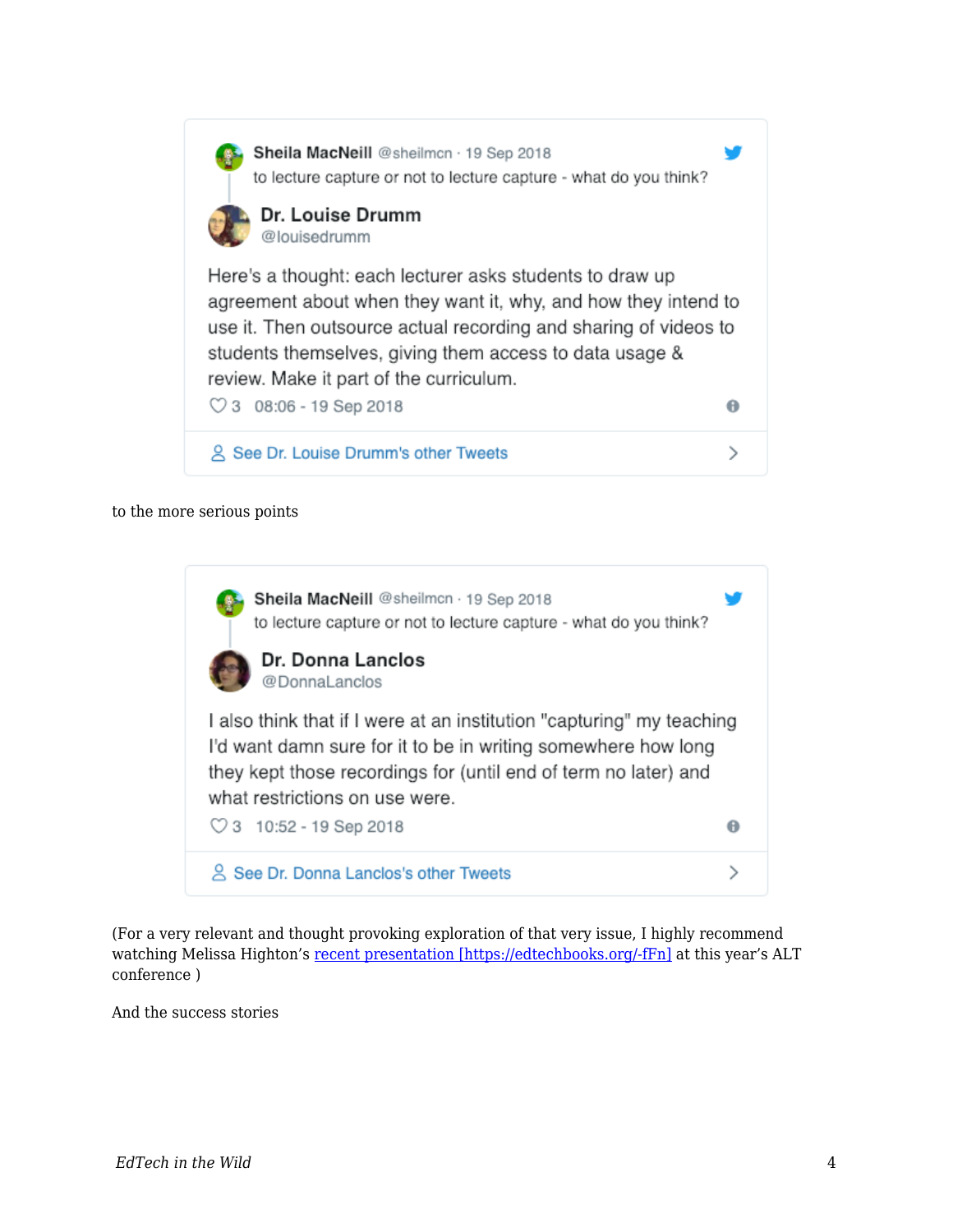> **Sheila MacNeill** @sheilmcn · 19 Sep 2018
> to lecture capture or not to lecture capture - what do you think?
>
> **Dr. Louise Drumm**
> @louisedrumm
>
> Here's a thought: each lecturer asks students to draw up agreement about when they want it, why, and how they intend to use it. Then outsource actual recording and sharing of videos to students themselves, giving them access to data usage & review. Make it part of the curriculum.
>
> ♡ 3 08:06 - 19 Sep 2018
>
> See Dr. Louise Drumm's other Tweets

to the more serious points

> **Sheila MacNeill** @sheilmcn · 19 Sep 2018
> to lecture capture or not to lecture capture - what do you think?
>
> **Dr. Donna Lanclos**
> @DonnaLanclos
>
> I also think that if I were at an institution "capturing" my teaching I'd want damn sure for it to be in writing somewhere how long they kept those recordings for (until end of term no later) and what restrictions on use were.
>
> ♡ 3 10:52 - 19 Sep 2018
>
> See Dr. Donna Lanclos's other Tweets

(For a very relevant and thought provoking exploration of that very issue, I highly recommend watching Melissa Highton's [recent presentation [https://edtechbooks.org/-fFn]](https://edtechbooks.org/-fFn) at this year's ALT conference )

And the success stories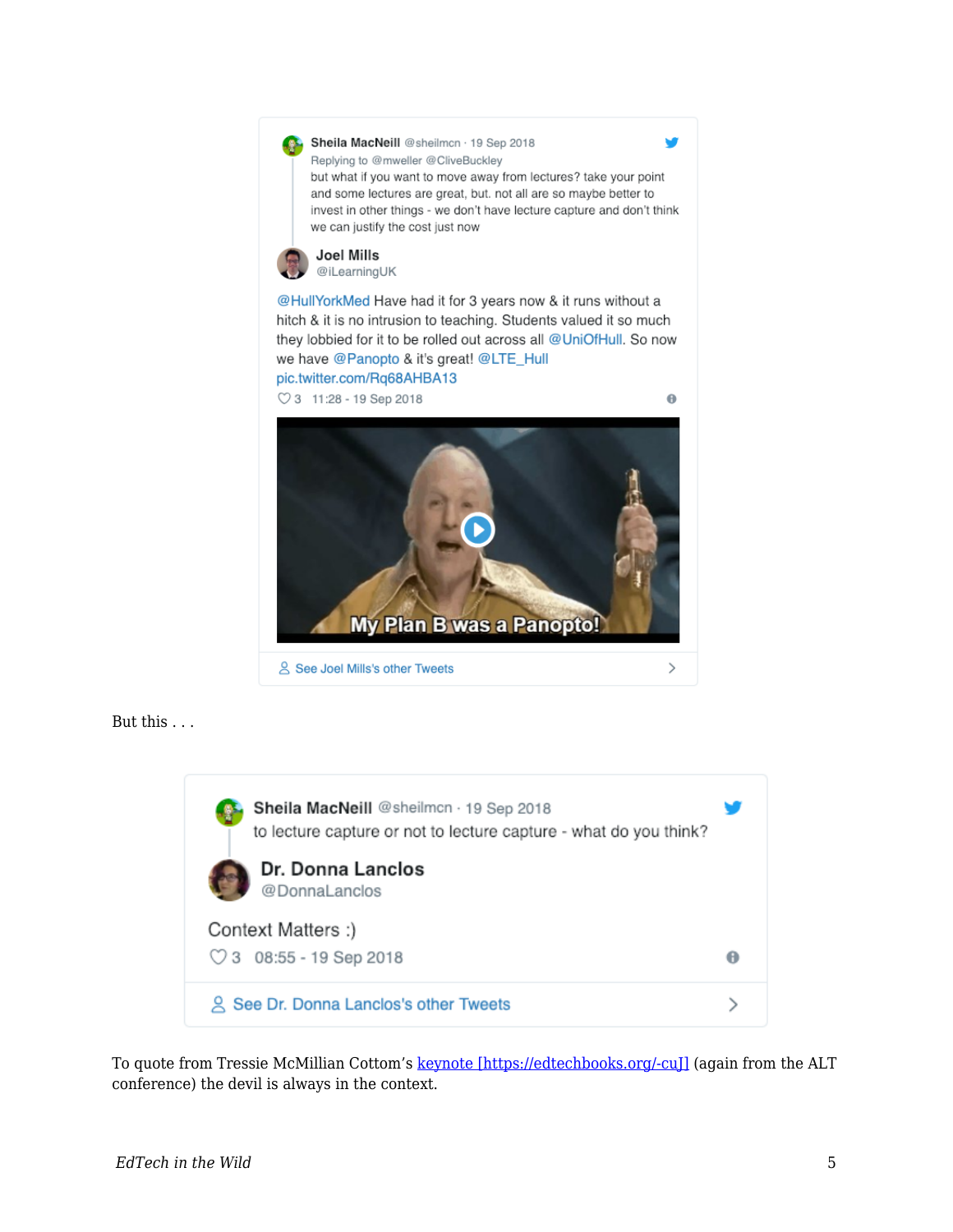> **Sheila MacNeill** @sheilmcn · 19 Sep 2018
> Replying to @mweller @CliveBuckley
> but what if you want to move away from lectures? take your point and some lectures are great, but. not all are so maybe better to invest in other things - we don't have lecture capture and don't think we can justify the cost just now
>
> **Joel Mills**
> @iLearningUK
>
> @HullYorkMed Have had it for 3 years now & it runs without a hitch & it is no intrusion to teaching. Students valued it so much they lobbied for it to be rolled out across all @UniOfHull. So now we have @Panopto & it's great! @LTE_Hull pic.twitter.com/Rq68AHBA13
>
> ♡ 3 11:28 - 19 Sep 2018
>
> My Plan B was a Panopto!
>
> See Joel Mills's other Tweets

But this . . .

> **Sheila MacNeill** @sheilmcn · 19 Sep 2018
> to lecture capture or not to lecture capture - what do you think?
>
> **Dr. Donna Lanclos**
> @DonnaLanclos
>
> Context Matters :)
>
> ♡ 3 08:55 - 19 Sep 2018
>
> See Dr. Donna Lanclos's other Tweets

To quote from Tressie McMillian Cottom's [keynote [https://edtechbooks.org/-cuJ]](https://edtechbooks.org/-cuJ) (again from the ALT conference) the devil is always in the context.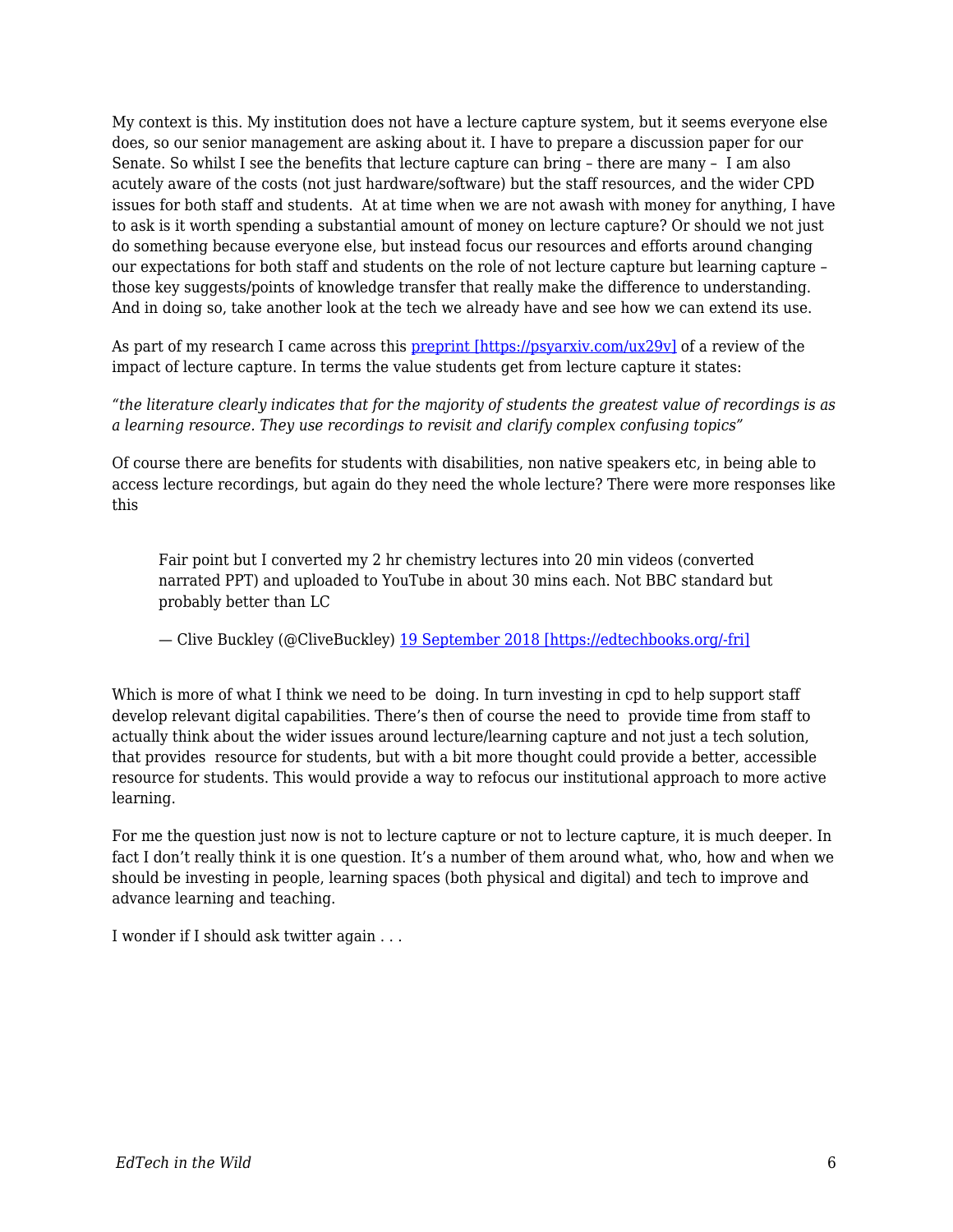My context is this. My institution does not have a lecture capture system, but it seems everyone else does, so our senior management are asking about it. I have to prepare a discussion paper for our Senate. So whilst I see the benefits that lecture capture can bring – there are many – I am also acutely aware of the costs (not just hardware/software) but the staff resources, and the wider CPD issues for both staff and students. At at time when we are not awash with money for anything, I have to ask is it worth spending a substantial amount of money on lecture capture? Or should we not just do something because everyone else, but instead focus our resources and efforts around changing our expectations for both staff and students on the role of not lecture capture but learning capture – those key suggests/points of knowledge transfer that really make the difference to understanding. And in doing so, take another look at the tech we already have and see how we can extend its use.

As part of my research I came across this [preprint [https://psyarxiv.com/ux29v]](https://psyarxiv.com/ux29v) of a review of the impact of lecture capture. In terms the value students get from lecture capture it states:

*"the literature clearly indicates that for the majority of students the greatest value of recordings is as a learning resource. They use recordings to revisit and clarify complex confusing topics"*

Of course there are benefits for students with disabilities, non native speakers etc, in being able to access lecture recordings, but again do they need the whole lecture? There were more responses like this

> Fair point but I converted my 2 hr chemistry lectures into 20 min videos (converted narrated PPT) and uploaded to YouTube in about 30 mins each. Not BBC standard but probably better than LC
>
> — Clive Buckley (@CliveBuckley) [19 September 2018 [https://edtechbooks.org/-fri]](https://edtechbooks.org/-fri)

Which is more of what I think we need to be doing. In turn investing in cpd to help support staff develop relevant digital capabilities. There's then of course the need to provide time from staff to actually think about the wider issues around lecture/learning capture and not just a tech solution, that provides resource for students, but with a bit more thought could provide a better, accessible resource for students. This would provide a way to refocus our institutional approach to more active learning.

For me the question just now is not to lecture capture or not to lecture capture, it is much deeper. In fact I don't really think it is one question. It's a number of them around what, who, how and when we should be investing in people, learning spaces (both physical and digital) and tech to improve and advance learning and teaching.

I wonder if I should ask twitter again . . .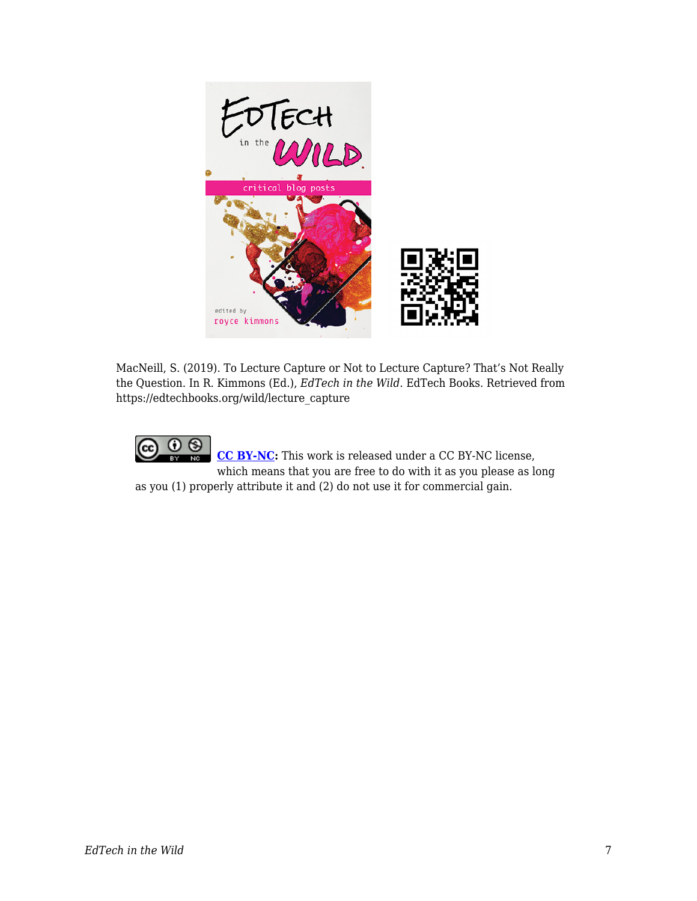MacNeill, S. (2019). To Lecture Capture or Not to Lecture Capture? That's Not Really the Question. In R. Kimmons (Ed.), *EdTech in the Wild*. EdTech Books. Retrieved from https://edtechbooks.org/wild/lecture_capture

**CC BY-NC:** This work is released under a CC BY-NC license, which means that you are free to do with it as you please as long as you (1) properly attribute it and (2) do not use it for commercial gain.